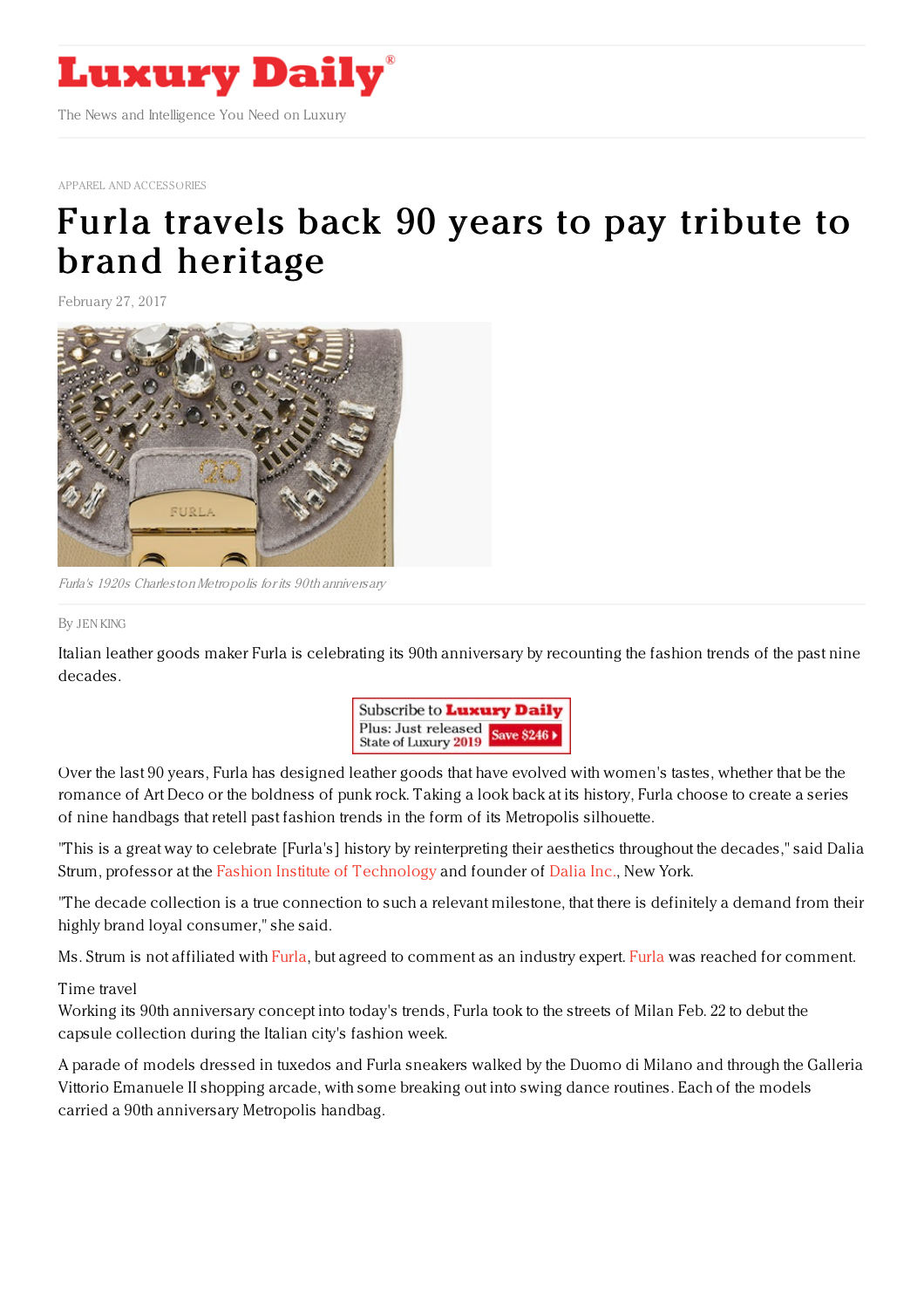# Luxury Daily

The News and Intelligence You Need on Luxury

APPAREL AND ACCESSORIES

# Furla travels back 90 years to pay tribute to brand heritage

February 27, 2017

*Furla's 1920s Charleston Metropolis for its 90th anniversary*

By JEN KING

Italian leather goods maker Furla is celebrating its 90th anniversary by recounting the fashion trends of the past nine decades.

Over the last 90 years, Furla has designed leather goods that have evolved with women's tastes, whether that be the romance of Art Deco or the boldness of punk rock. Taking a look back at its history, Furla choose to create a series of nine handbags that retell past fashion trends in the form of its Metropolis silhouette.

"This is a great way to celebrate [Furla's] history by reinterpreting their aesthetics throughout the decades," said Dalia Strum, professor at the Fashion Institute of Technology and founder of Dalia Inc., New York.

"The decade collection is a true connection to such a relevant milestone, that there is definitely a demand from their highly brand loyal consumer," she said.

Ms. Strum is not affiliated with Furla, but agreed to comment as an industry expert. Furla was reached for comment.

Time travel

Working its 90th anniversary concept into today's trends, Furla took to the streets of Milan Feb. 22 to debut the capsule collection during the Italian city's fashion week.

A parade of models dressed in tuxedos and Furla sneakers walked by the Duomo di Milano and through the Galleria Vittorio Emanuele II shopping arcade, with some breaking out into swing dance routines. Each of the models carried a 90th anniversary Metropolis handbag.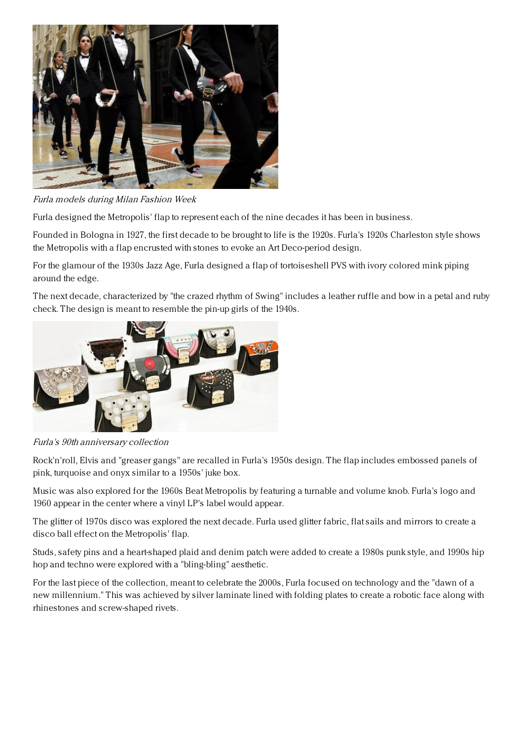*Furla models during Milan Fashion Week*

Furla designed the Metropolis' flap to represent each of the nine decades it has been in business.

Founded in Bologna in 1927, the first decade to be brought to life is the 1920s. Furla's 1920s Charleston style shows the Metropolis with a flap encrusted with stones to evoke an Art Deco-period design.

For the glamour of the 1930s Jazz Age, Furla designed a flap of tortoiseshell PVS with ivory colored mink piping around the edge.

The next decade, characterized by "the crazed rhythm of Swing" includes a leather ruffle and bow in a petal and ruby check. The design is meant to resemble the pin-up girls of the 1940s.

*Furla's 90th anniversary collection*

Rock'n'roll, Elvis and "greaser gangs" are recalled in Furla's 1950s design. The flap includes embossed panels of pink, turquoise and onyx similar to a 1950s' juke box.

Music was also explored for the 1960s Beat Metropolis by featuring a turnable and volume knob. Furla's logo and 1960 appear in the center where a vinyl LP's label would appear.

The glitter of 1970s disco was explored the next decade. Furla used glitter fabric, flat sails and mirrors to create a disco ball effect on the Metropolis' flap.

Studs, safety pins and a heart-shaped plaid and denim patch were added to create a 1980s punk style, and 1990s hip hop and techno were explored with a "bling-bling" aesthetic.

For the last piece of the collection, meant to celebrate the 2000s, Furla focused on technology and the "dawn of a new millennium." This was achieved by silver laminate lined with folding plates to create a robotic face along with rhinestones and screw-shaped rivets.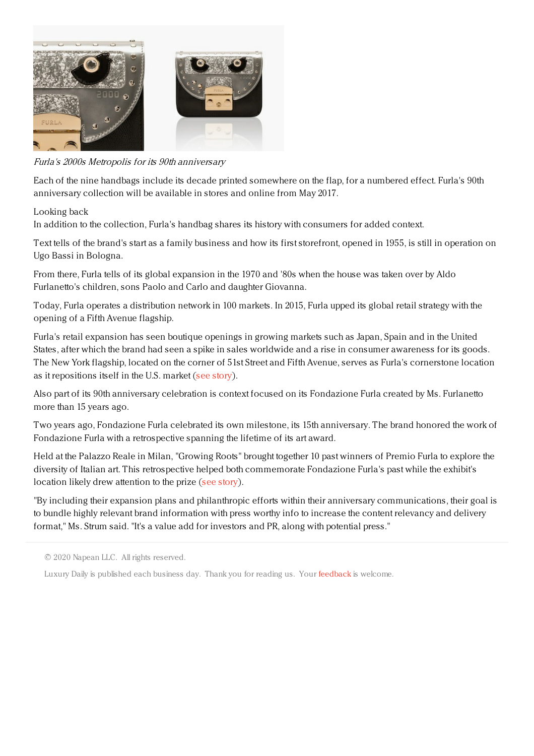*Furla's 2000s Metropolis for its 90th anniversary*

Each of the nine handbags include its decade printed somewhere on the flap, for a numbered effect. Furla's 90th anniversary collection will be available in stores and online from May 2017.

Looking back
In addition to the collection, Furla's handbag shares its history with consumers for added context.

Text tells of the brand's start as a family business and how its first storefront, opened in 1955, is still in operation on Ugo Bassi in Bologna.

From there, Furla tells of its global expansion in the 1970 and '80s when the house was taken over by Aldo Furlanetto's children, sons Paolo and Carlo and daughter Giovanna.

Today, Furla operates a distribution network in 100 markets. In 2015, Furla upped its global retail strategy with the opening of a Fifth Avenue flagship.

Furla's retail expansion has seen boutique openings in growing markets such as Japan, Spain and in the United States, after which the brand had seen a spike in sales worldwide and a rise in consumer awareness for its goods. The New York flagship, located on the corner of 51st Street and Fifth Avenue, serves as Furla's cornerstone location as it repositions itself in the U.S. market (see story).

Also part of its 90th anniversary celebration is context focused on its Fondazione Furla created by Ms. Furlanetto more than 15 years ago.

Two years ago, Fondazione Furla celebrated its own milestone, its 15th anniversary. The brand honored the work of Fondazione Furla with a retrospective spanning the lifetime of its art award.

Held at the Palazzo Reale in Milan, "Growing Roots" brought together 10 past winners of Premio Furla to explore the diversity of Italian art. This retrospective helped both commemorate Fondazione Furla's past while the exhibit's location likely drew attention to the prize (see story).

"By including their expansion plans and philanthropic efforts within their anniversary communications, their goal is to bundle highly relevant brand information with press worthy info to increase the content relevancy and delivery format," Ms. Strum said. "It's a value add for investors and PR, along with potential press."

© 2020 Napean LLC. All rights reserved.

Luxury Daily is published each business day. Thank you for reading us. Your feedback is welcome.